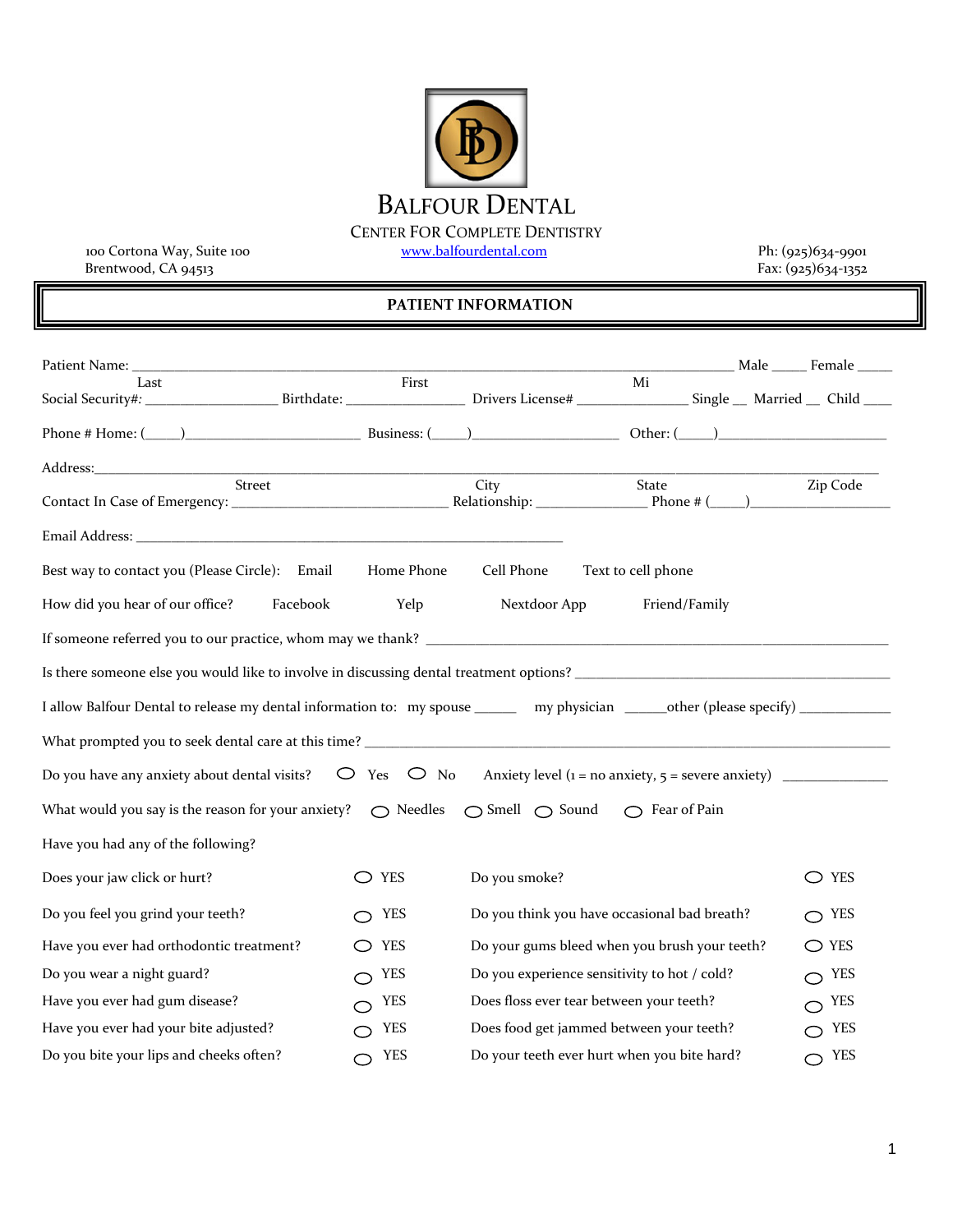# BALFOUR DENTAL

CENTER FOR COMPLETE DENTISTRY

100 Cortona Way, Suite 100
Brentwood, CA 94513

www.balfourdental.com

Ph: (925)634-9901
Fax: (925)634-1352

## PATIENT INFORMATION

Patient Name: ______________________________________________________________ Male _____ Female _____
Last First Mi

Social Security#: __________________ Birthdate: _________________ Drivers License# ________________ Single __ Married __ Child ____

Phone # Home: (_____)________________________ Business: (_____)____________________ Other: (_____)________________________

Address:__________________________________________________________________________________________
Street City State Zip Code

Contact In Case of Emergency: ______________________________ Relationship: _______________ Phone # (_____)____________________

Email Address: ____________________________________________________________

Best way to contact you (Please Circle): Email Home Phone Cell Phone Text to cell phone

How did you hear of our office? Facebook Yelp Nextdoor App Friend/Family

If someone referred you to our practice, whom may we thank? ______________________________________________________________

Is there someone else you would like to involve in discussing dental treatment options? _______________________________________________

I allow Balfour Dental to release my dental information to: my spouse ______ my physician ______other (please specify) _____________

What prompted you to seek dental care at this time? _______________________________________________________________________

Do you have any anxiety about dental visits? ◯ Yes ◯ No Anxiety level (1 = no anxiety, 5 = severe anxiety) _______________

What would you say is the reason for your anxiety? ◯ Needles ◯ Smell ◯ Sound ◯ Fear of Pain

Have you had any of the following?

| | | | |
|---|---|---|---|
| Does your jaw click or hurt? | ◯ YES | Do you smoke? | ◯ YES |
| Do you feel you grind your teeth? | ◯ YES | Do you think you have occasional bad breath? | ◯ YES |
| Have you ever had orthodontic treatment? | ◯ YES | Do your gums bleed when you brush your teeth? | ◯ YES |
| Do you wear a night guard? | ◯ YES | Do you experience sensitivity to hot / cold? | ◯ YES |
| Have you ever had gum disease? | ◯ YES | Does floss ever tear between your teeth? | ◯ YES |
| Have you ever had your bite adjusted? | ◯ YES | Does food get jammed between your teeth? | ◯ YES |
| Do you bite your lips and cheeks often? | ◯ YES | Do your teeth ever hurt when you bite hard? | ◯ YES |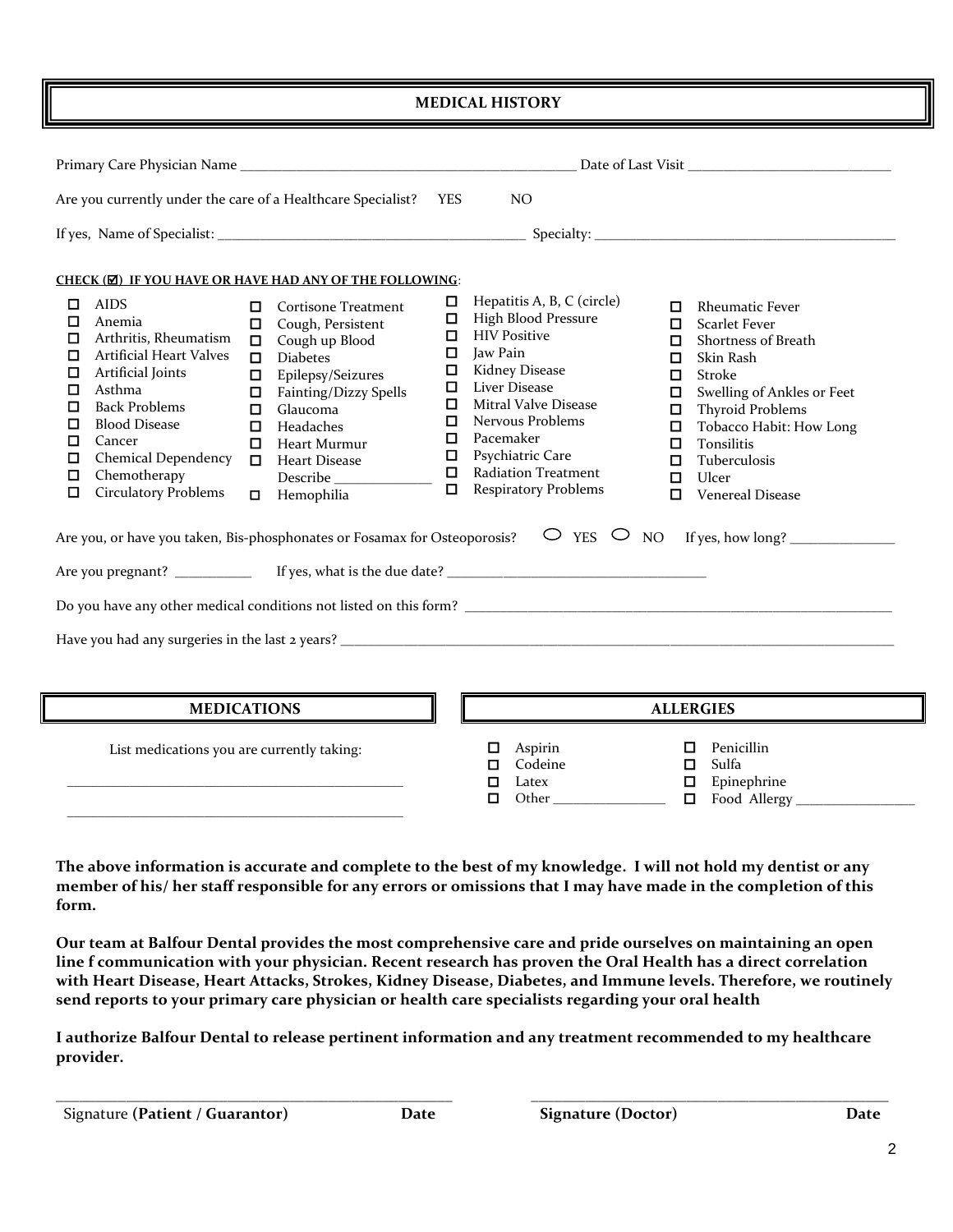## MEDICAL HISTORY

Primary Care Physician Name ______________________________________________ Date of Last Visit ____________________________

Are you currently under the care of a Healthcare Specialist? YES NO

If yes, Name of Specialist: ____________________________________________ Specialty: __________________________________________

**CHECK (☑) IF YOU HAVE OR HAVE HAD ANY OF THE FOLLOWING**:

| | | | |
|---|---|---|---|
| ☐ AIDS | ☐ Cortisone Treatment | ☐ Hepatitis A, B, C (circle) | ☐ Rheumatic Fever |
| ☐ Anemia | ☐ Cough, Persistent | ☐ High Blood Pressure | ☐ Scarlet Fever |
| ☐ Arthritis, Rheumatism | ☐ Cough up Blood | ☐ HIV Positive | ☐ Shortness of Breath |
| ☐ Artificial Heart Valves | ☐ Diabetes | ☐ Jaw Pain | ☐ Skin Rash |
| ☐ Artificial Joints | ☐ Epilepsy/Seizures | ☐ Kidney Disease | ☐ Stroke |
| ☐ Asthma | ☐ Fainting/Dizzy Spells | ☐ Liver Disease | ☐ Swelling of Ankles or Feet |
| ☐ Back Problems | ☐ Glaucoma | ☐ Mitral Valve Disease | ☐ Thyroid Problems |
| ☐ Blood Disease | ☐ Headaches | ☐ Nervous Problems | ☐ Tobacco Habit: How Long |
| ☐ Cancer | ☐ Heart Murmur | ☐ Pacemaker | ☐ Tonsilitis |
| ☐ Chemical Dependency | ☐ Heart Disease Describe _____________ | ☐ Psychiatric Care | ☐ Tuberculosis |
| ☐ Chemotherapy | | ☐ Radiation Treatment | ☐ Ulcer |
| ☐ Circulatory Problems | ☐ Hemophilia | ☐ Respiratory Problems | ☐ Venereal Disease |

Are you, or have you taken, Bis-phosphonates or Fosamax for Osteoporosis? ○ YES ○ NO If yes, how long? ______________

Are you pregnant? __________ If yes, what is the due date? ___________________________________

Do you have any other medical conditions not listed on this form? _____________________________________________________________

Have you had any surgeries in the last 2 years? ____________________________________________________________________________

## MEDICATIONS

List medications you are currently taking:

_______________________________________________

_______________________________________________

## ALLERGIES

| | |
|---|---|
| ☐ Aspirin | ☐ Penicillin |
| ☐ Codeine | ☐ Sulfa |
| ☐ Latex | ☐ Epinephrine |
| ☐ Other ________________ | ☐ Food Allergy _________________ |

**The above information is accurate and complete to the best of my knowledge. I will not hold my dentist or any member of his/ her staff responsible for any errors or omissions that I may have made in the completion of this form.**

**Our team at Balfour Dental provides the most comprehensive care and pride ourselves on maintaining an open line f communication with your physician. Recent research has proven the Oral Health has a direct correlation with Heart Disease, Heart Attacks, Strokes, Kidney Disease, Diabetes, and Immune levels. Therefore, we routinely send reports to your primary care physician or health care specialists regarding your oral health**

**I authorize Balfour Dental to release pertinent information and any treatment recommended to my healthcare provider.**

_______________________________________________________ _________________________________________________

Signature **(Patient / Guarantor)** **Date** **Signature (Doctor)** **Date**